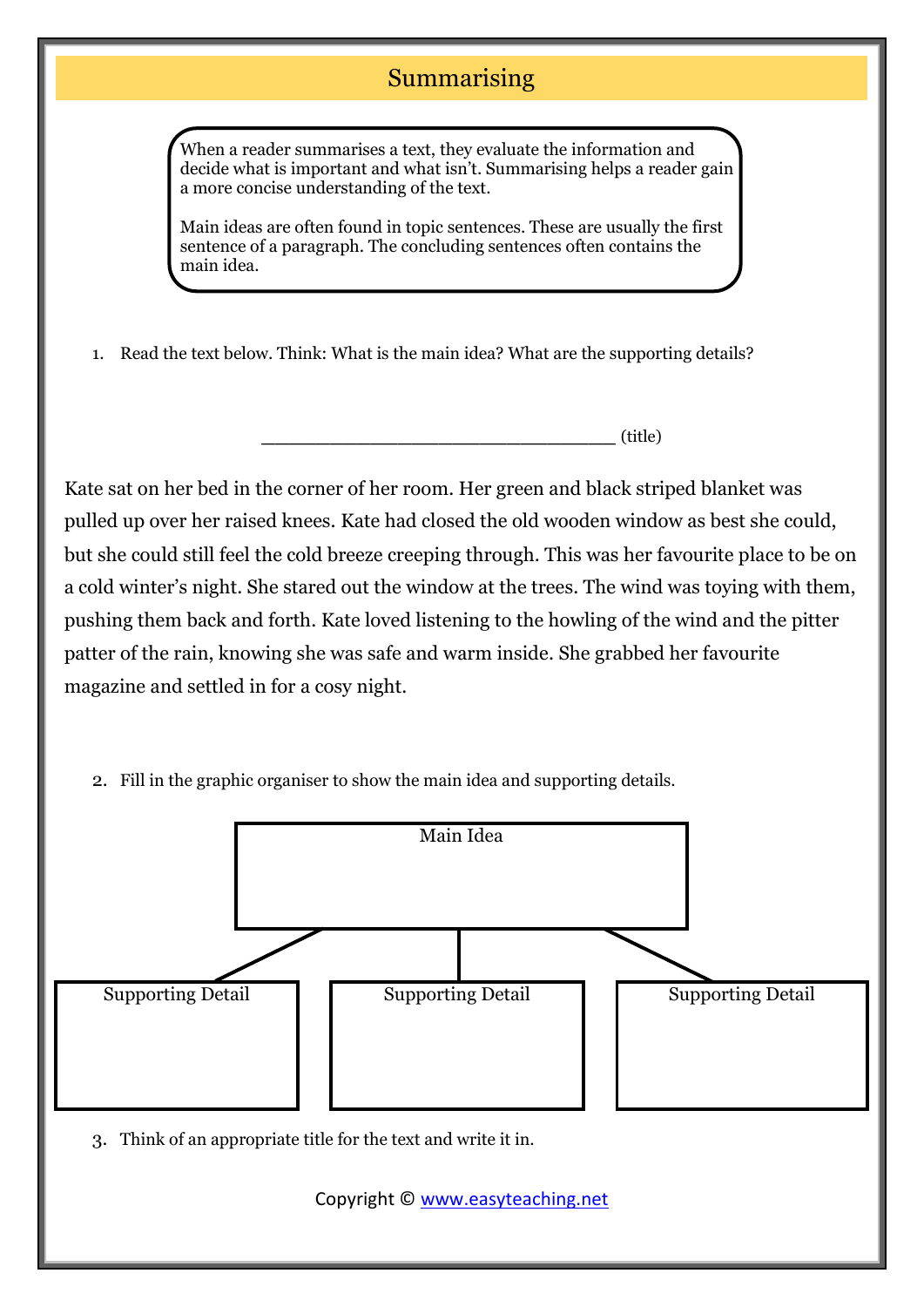# Summarising

When a reader summarises a text, they evaluate the information and decide what is important and what isn't. Summarising helps a reader gain a more concise understanding of the text.

Main ideas are often found in topic sentences. These are usually the first sentence of a paragraph. The concluding sentences often contains the main idea.

1. Read the text below. Think: What is the main idea? What are the supporting details?

________________________________ (title)

Kate sat on her bed in the corner of her room. Her green and black striped blanket was pulled up over her raised knees. Kate had closed the old wooden window as best she could, but she could still feel the cold breeze creeping through. This was her favourite place to be on a cold winter's night. She stared out the window at the trees. The wind was toying with them, pushing them back and forth. Kate loved listening to the howling of the wind and the pitter patter of the rain, knowing she was safe and warm inside. She grabbed her favourite magazine and settled in for a cosy night.

2. Fill in the graphic organiser to show the main idea and supporting details.

| Main Idea | | |
|---|---|---|
| | | |

| Supporting Detail | Supporting Detail | Supporting Detail |
|---|---|---|
| | | |

3. Think of an appropriate title for the text and write it in.

Copyright © www.easyteaching.net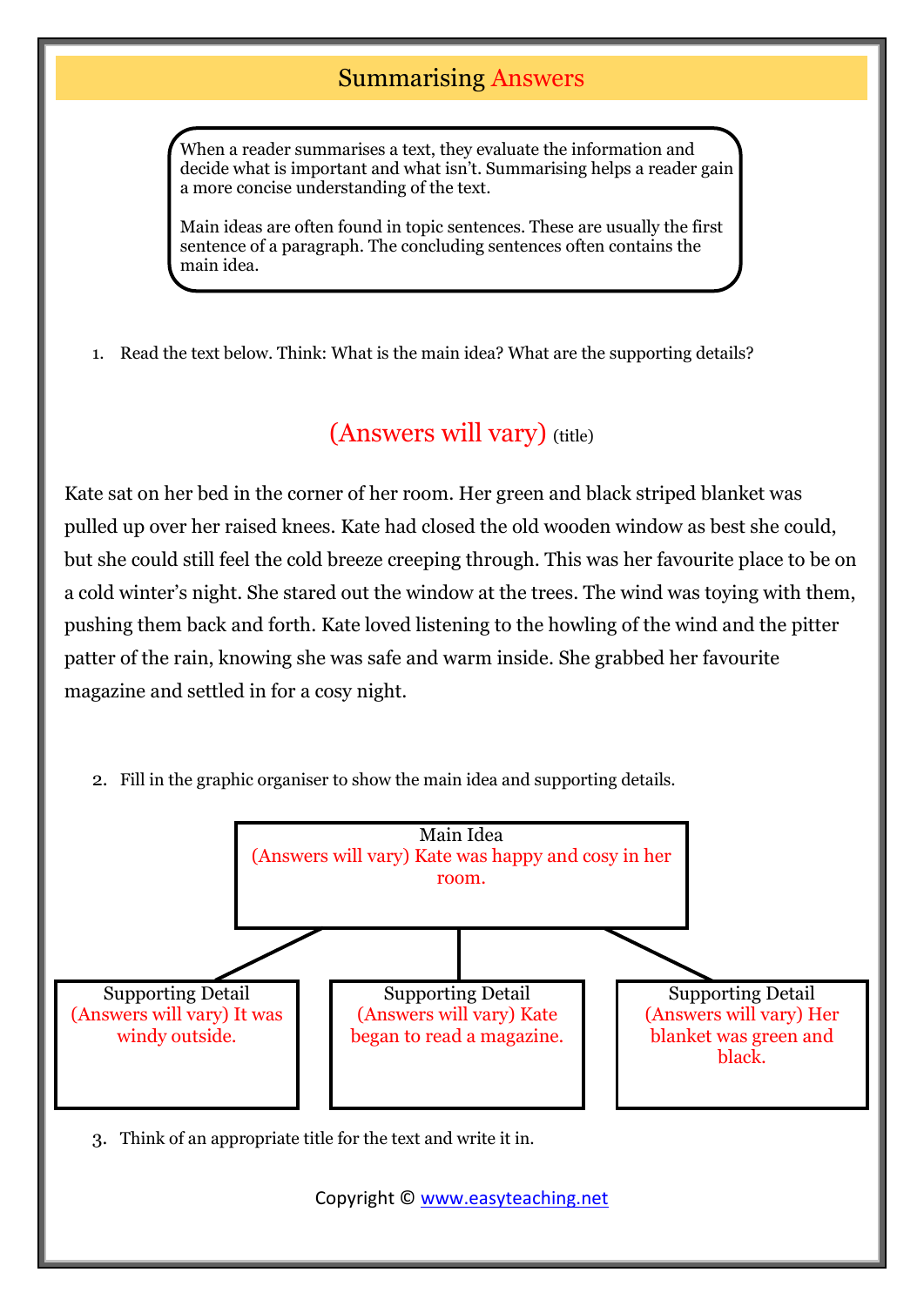# Summarising Answers

When a reader summarises a text, they evaluate the information and decide what is important and what isn't. Summarising helps a reader gain a more concise understanding of the text.

Main ideas are often found in topic sentences. These are usually the first sentence of a paragraph. The concluding sentences often contains the main idea.

1. Read the text below. Think: What is the main idea? What are the supporting details?

## (Answers will vary) (title)

Kate sat on her bed in the corner of her room. Her green and black striped blanket was pulled up over her raised knees. Kate had closed the old wooden window as best she could, but she could still feel the cold breeze creeping through. This was her favourite place to be on a cold winter's night. She stared out the window at the trees. The wind was toying with them, pushing them back and forth. Kate loved listening to the howling of the wind and the pitter patter of the rain, knowing she was safe and warm inside. She grabbed her favourite magazine and settled in for a cosy night.

2. Fill in the graphic organiser to show the main idea and supporting details.

Main Idea
(Answers will vary) Kate was happy and cosy in her room.

Supporting Detail
(Answers will vary) It was windy outside.

Supporting Detail
(Answers will vary) Kate began to read a magazine.

Supporting Detail
(Answers will vary) Her blanket was green and black.

3. Think of an appropriate title for the text and write it in.

Copyright © www.easyteaching.net